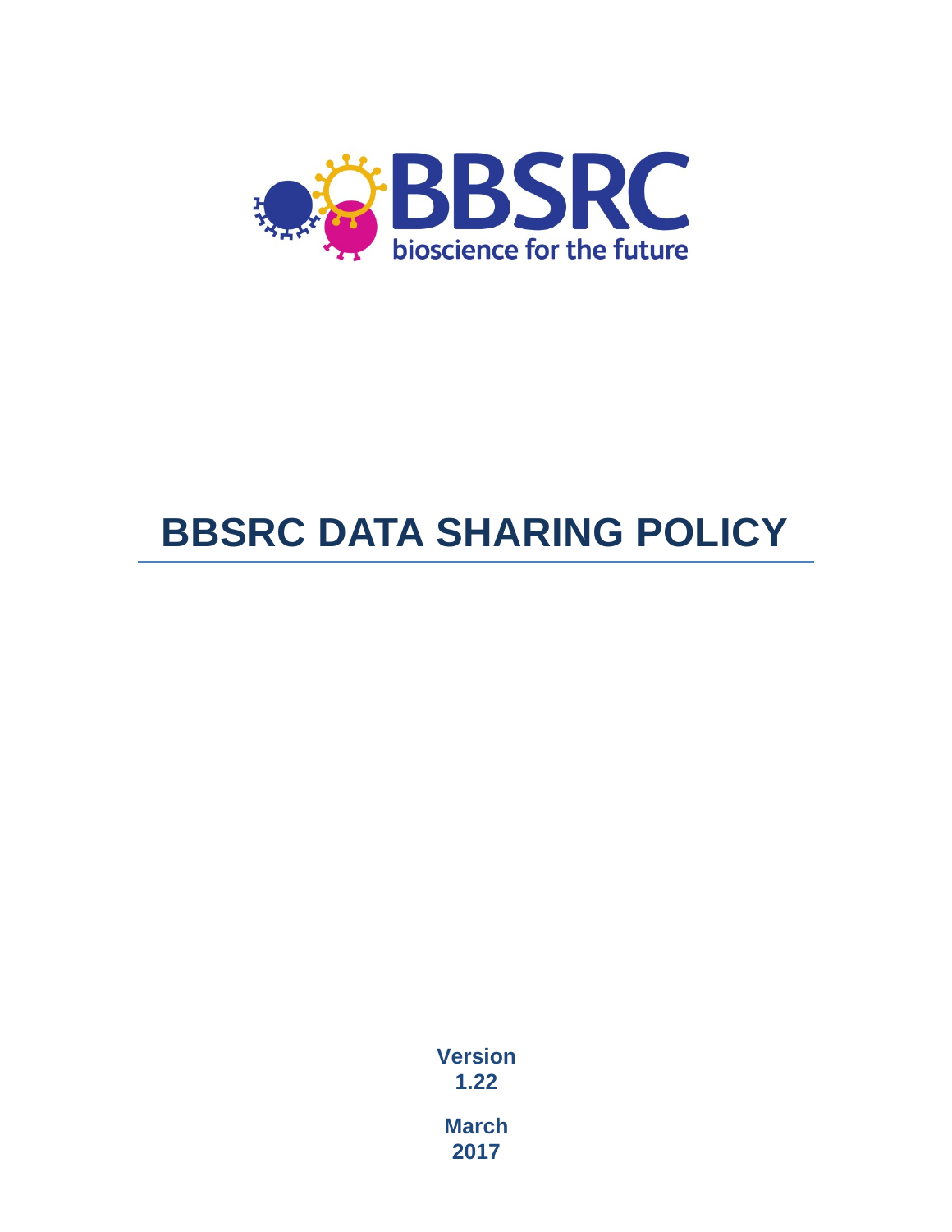BBSRC

biosience for the future

# BBSRC DATA SHARING POLICY

**Version 1.22**

**March 2017**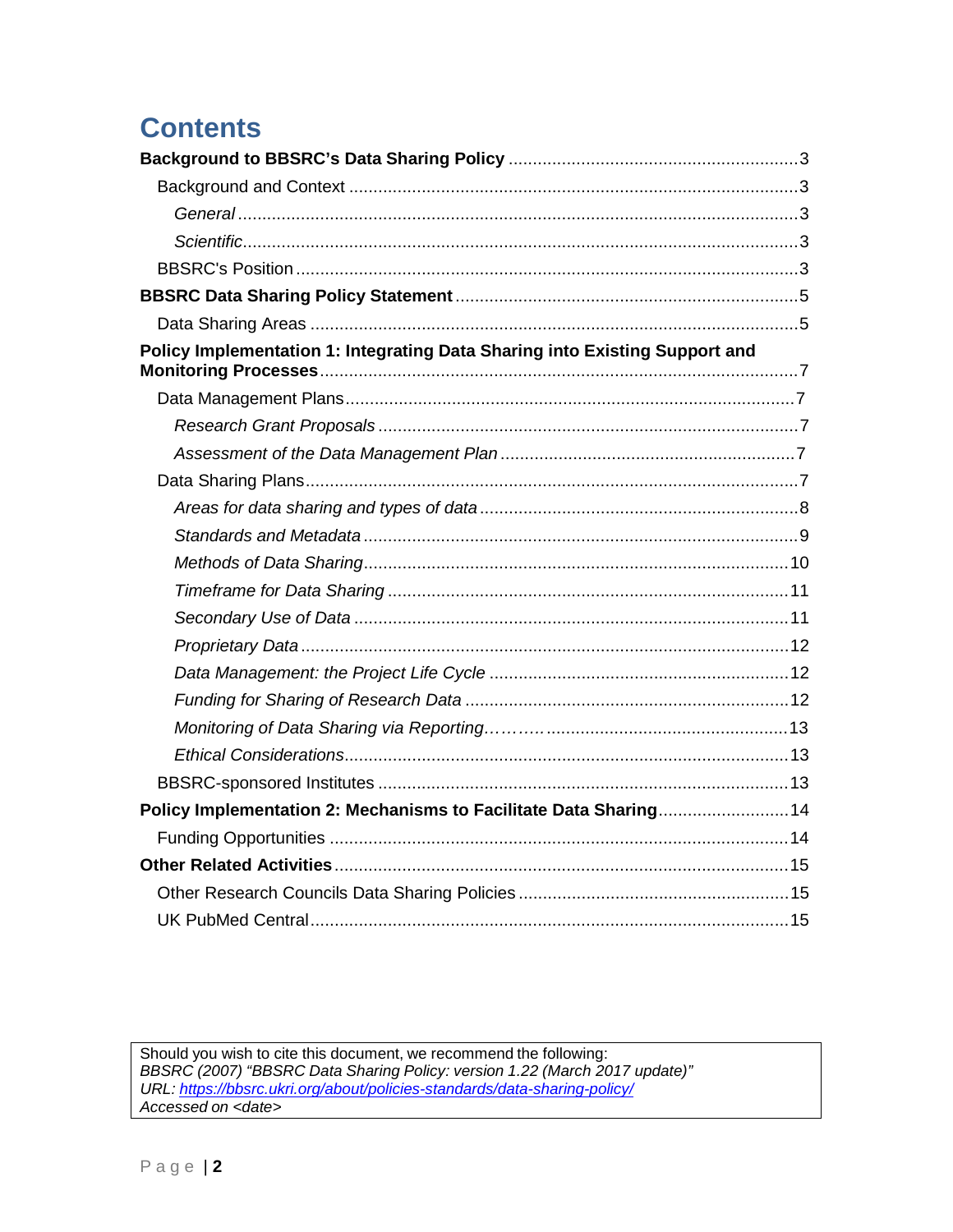# Contents

**Background to BBSRC's Data Sharing Policy** ........................................................... 3

- Background and Context ........................................................... 3
  - *General* ........................................................... 3
  - *Scientific* ........................................................... 3
- BBSRC's Position ........................................................... 3

**BBSRC Data Sharing Policy Statement** ........................................................... 5

- Data Sharing Areas ........................................................... 5

**Policy Implementation 1: Integrating Data Sharing into Existing Support and Monitoring Processes** ........................................................... 7

- Data Management Plans ........................................................... 7
  - *Research Grant Proposals* ........................................................... 7
  - *Assessment of the Data Management Plan* ........................................................... 7
- Data Sharing Plans ........................................................... 7
  - *Areas for data sharing and types of data* ........................................................... 8
  - *Standards and Metadata* ........................................................... 9
  - *Methods of Data Sharing* ........................................................... 10
  - *Timeframe for Data Sharing* ........................................................... 11
  - *Secondary Use of Data* ........................................................... 11
  - *Proprietary Data* ........................................................... 12
  - *Data Management: the Project Life Cycle* ........................................................... 12
  - *Funding for Sharing of Research Data* ........................................................... 12
  - *Monitoring of Data Sharing via Reporting* ........................................................... 13
  - *Ethical Considerations* ........................................................... 13
- BBSRC-sponsored Institutes ........................................................... 13

**Policy Implementation 2: Mechanisms to Facilitate Data Sharing** ........................................................... 14

- Funding Opportunities ........................................................... 14

**Other Related Activities** ........................................................... 15

- Other Research Councils Data Sharing Policies ........................................................... 15
- UK PubMed Central ........................................................... 15

---

Should you wish to cite this document, we recommend the following:
*BBSRC (2007) "BBSRC Data Sharing Policy: version 1.22 (March 2017 update)"*
*URL: https://bbsrc.ukri.org/about/policies-standards/data-sharing-policy/*
*Accessed on <date>*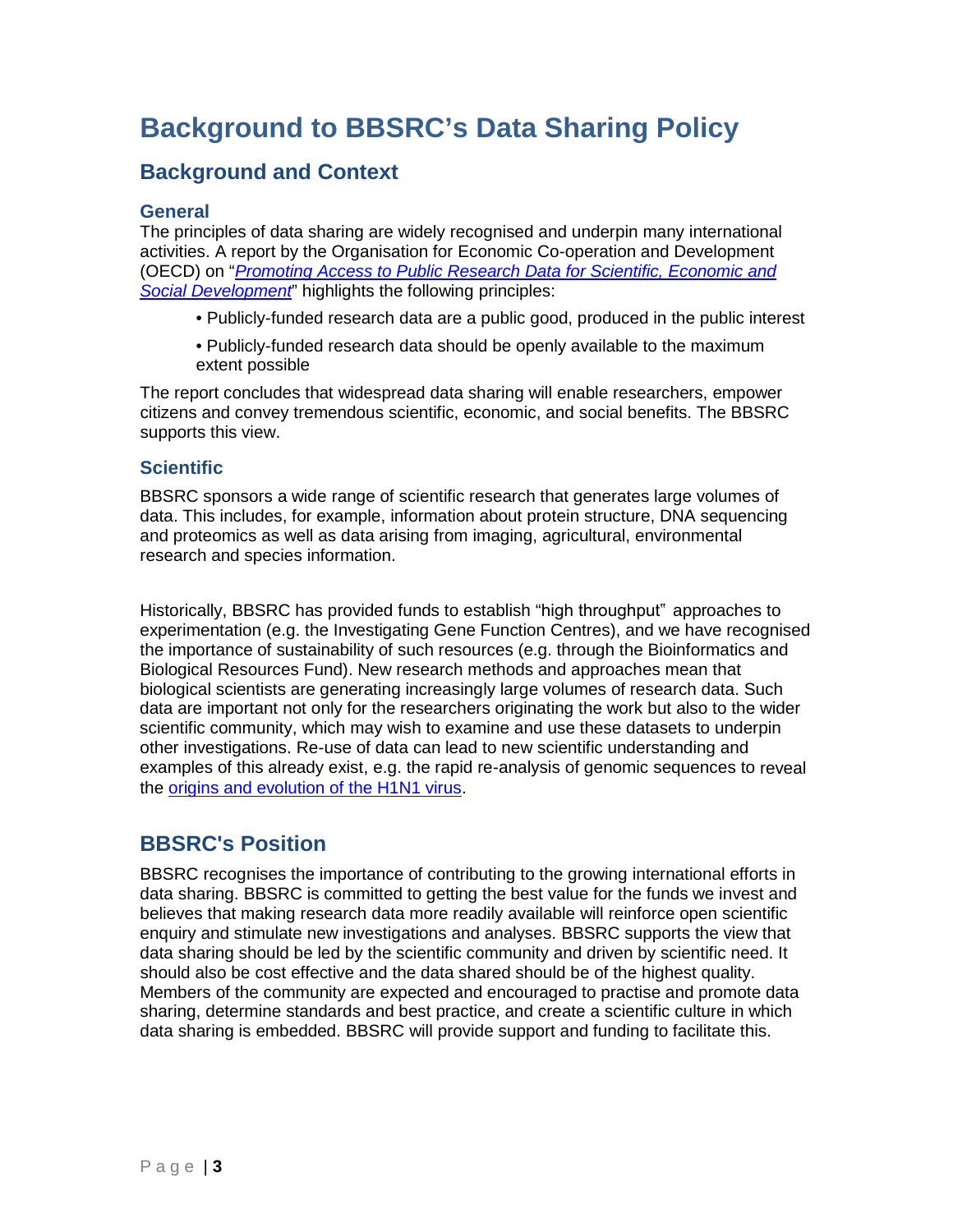# Background to BBSRC's Data Sharing Policy

## Background and Context

### General

The principles of data sharing are widely recognised and underpin many international activities. A report by the Organisation for Economic Co-operation and Development (OECD) on "*Promoting Access to Public Research Data for Scientific, Economic and Social Development*" highlights the following principles:

- Publicly-funded research data are a public good, produced in the public interest
- Publicly-funded research data should be openly available to the maximum extent possible

The report concludes that widespread data sharing will enable researchers, empower citizens and convey tremendous scientific, economic, and social benefits. The BBSRC supports this view.

### Scientific

BBSRC sponsors a wide range of scientific research that generates large volumes of data. This includes, for example, information about protein structure, DNA sequencing and proteomics as well as data arising from imaging, agricultural, environmental research and species information.

Historically, BBSRC has provided funds to establish "high throughput" approaches to experimentation (e.g. the Investigating Gene Function Centres), and we have recognised the importance of sustainability of such resources (e.g. through the Bioinformatics and Biological Resources Fund). New research methods and approaches mean that biological scientists are generating increasingly large volumes of research data. Such data are important not only for the researchers originating the work but also to the wider scientific community, which may wish to examine and use these datasets to underpin other investigations. Re-use of data can lead to new scientific understanding and examples of this already exist, e.g. the rapid re-analysis of genomic sequences to reveal the origins and evolution of the H1N1 virus.

## BBSRC's Position

BBSRC recognises the importance of contributing to the growing international efforts in data sharing. BBSRC is committed to getting the best value for the funds we invest and believes that making research data more readily available will reinforce open scientific enquiry and stimulate new investigations and analyses. BBSRC supports the view that data sharing should be led by the scientific community and driven by scientific need. It should also be cost effective and the data shared should be of the highest quality. Members of the community are expected and encouraged to practise and promote data sharing, determine standards and best practice, and create a scientific culture in which data sharing is embedded. BBSRC will provide support and funding to facilitate this.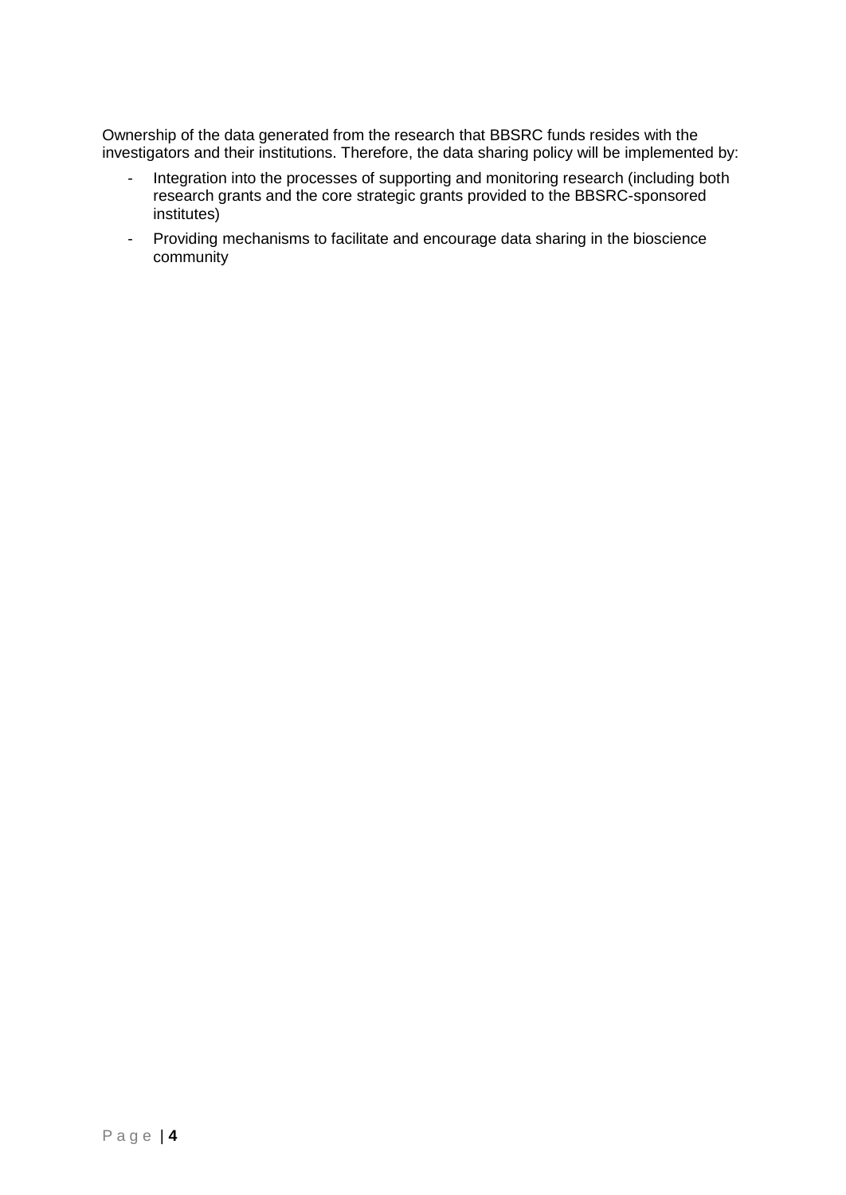Ownership of the data generated from the research that BBSRC funds resides with the investigators and their institutions. Therefore, the data sharing policy will be implemented by:

- Integration into the processes of supporting and monitoring research (including both research grants and the core strategic grants provided to the BBSRC-sponsored institutes)
- Providing mechanisms to facilitate and encourage data sharing in the bioscience community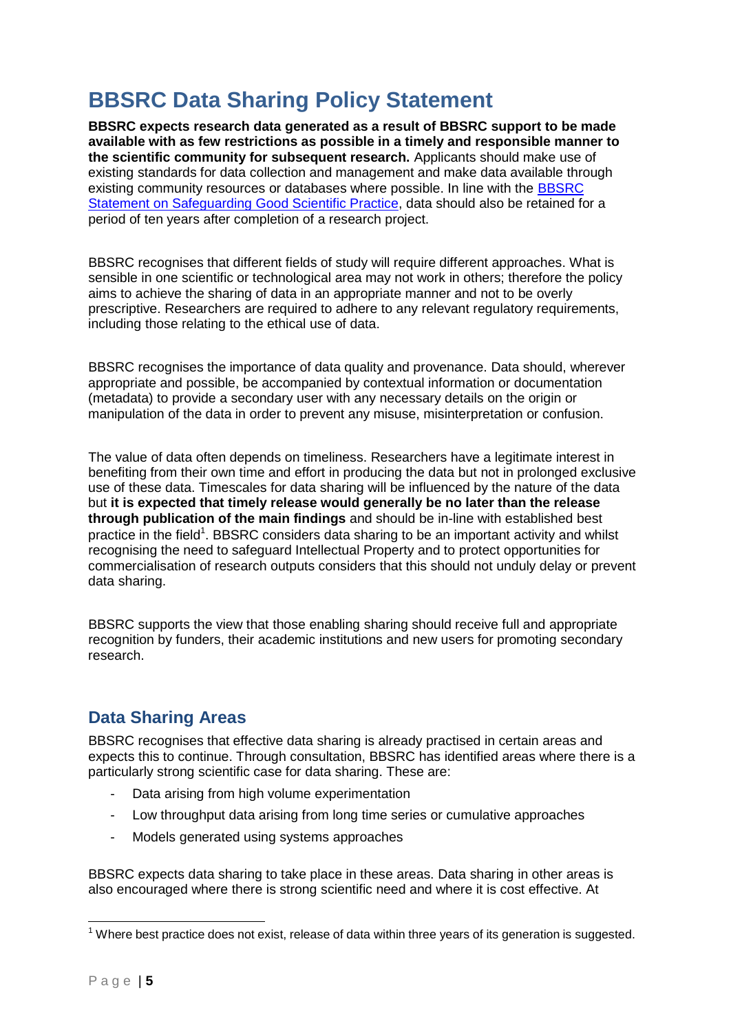# BBSRC Data Sharing Policy Statement

**BBSRC expects research data generated as a result of BBSRC support to be made available with as few restrictions as possible in a timely and responsible manner to the scientific community for subsequent research.** Applicants should make use of existing standards for data collection and management and make data available through existing community resources or databases where possible. In line with the BBSRC Statement on Safeguarding Good Scientific Practice, data should also be retained for a period of ten years after completion of a research project.

BBSRC recognises that different fields of study will require different approaches. What is sensible in one scientific or technological area may not work in others; therefore the policy aims to achieve the sharing of data in an appropriate manner and not to be overly prescriptive. Researchers are required to adhere to any relevant regulatory requirements, including those relating to the ethical use of data.

BBSRC recognises the importance of data quality and provenance. Data should, wherever appropriate and possible, be accompanied by contextual information or documentation (metadata) to provide a secondary user with any necessary details on the origin or manipulation of the data in order to prevent any misuse, misinterpretation or confusion.

The value of data often depends on timeliness. Researchers have a legitimate interest in benefiting from their own time and effort in producing the data but not in prolonged exclusive use of these data. Timescales for data sharing will be influenced by the nature of the data but **it is expected that timely release would generally be no later than the release through publication of the main findings** and should be in-line with established best practice in the field[1]. BBSRC considers data sharing to be an important activity and whilst recognising the need to safeguard Intellectual Property and to protect opportunities for commercialisation of research outputs considers that this should not unduly delay or prevent data sharing.

BBSRC supports the view that those enabling sharing should receive full and appropriate recognition by funders, their academic institutions and new users for promoting secondary research.

## Data Sharing Areas

BBSRC recognises that effective data sharing is already practised in certain areas and expects this to continue. Through consultation, BBSRC has identified areas where there is a particularly strong scientific case for data sharing. These are:

- Data arising from high volume experimentation
- Low throughput data arising from long time series or cumulative approaches
- Models generated using systems approaches

BBSRC expects data sharing to take place in these areas. Data sharing in other areas is also encouraged where there is strong scientific need and where it is cost effective. At

[1] Where best practice does not exist, release of data within three years of its generation is suggested.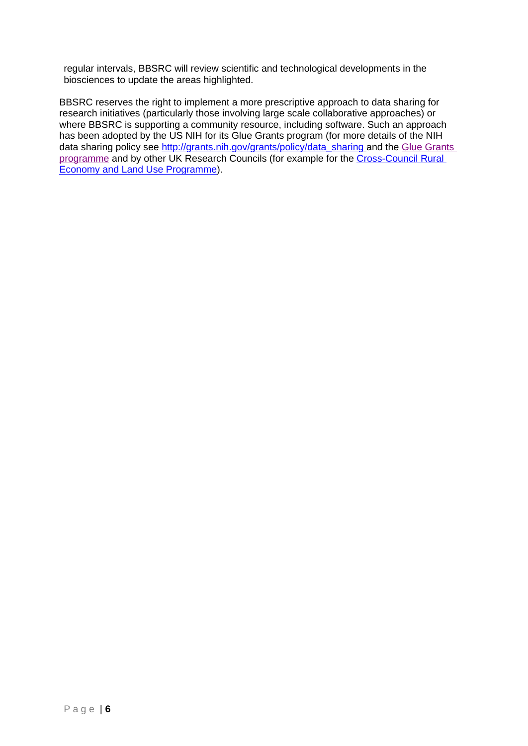regular intervals, BBSRC will review scientific and technological developments in the biosciences to update the areas highlighted.

BBSRC reserves the right to implement a more prescriptive approach to data sharing for research initiatives (particularly those involving large scale collaborative approaches) or where BBSRC is supporting a community resource, including software. Such an approach has been adopted by the US NIH for its Glue Grants program (for more details of the NIH data sharing policy see http://grants.nih.gov/grants/policy/data_sharing and the Glue Grants programme and by other UK Research Councils (for example for the Cross-Council Rural Economy and Land Use Programme).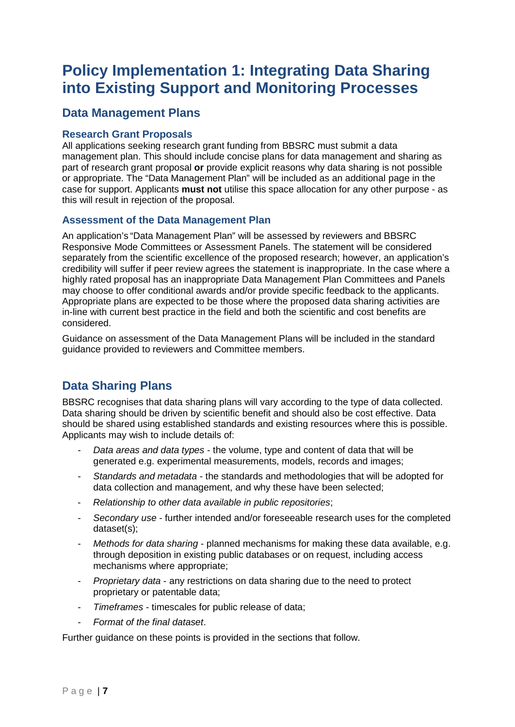# Policy Implementation 1: Integrating Data Sharing into Existing Support and Monitoring Processes

## Data Management Plans

### Research Grant Proposals

All applications seeking research grant funding from BBSRC must submit a data management plan. This should include concise plans for data management and sharing as part of research grant proposal **or** provide explicit reasons why data sharing is not possible or appropriate. The "Data Management Plan" will be included as an additional page in the case for support. Applicants **must not** utilise this space allocation for any other purpose - as this will result in rejection of the proposal.

### Assessment of the Data Management Plan

An application's "Data Management Plan" will be assessed by reviewers and BBSRC Responsive Mode Committees or Assessment Panels. The statement will be considered separately from the scientific excellence of the proposed research; however, an application's credibility will suffer if peer review agrees the statement is inappropriate. In the case where a highly rated proposal has an inappropriate Data Management Plan Committees and Panels may choose to offer conditional awards and/or provide specific feedback to the applicants. Appropriate plans are expected to be those where the proposed data sharing activities are in-line with current best practice in the field and both the scientific and cost benefits are considered.

Guidance on assessment of the Data Management Plans will be included in the standard guidance provided to reviewers and Committee members.

## Data Sharing Plans

BBSRC recognises that data sharing plans will vary according to the type of data collected. Data sharing should be driven by scientific benefit and should also be cost effective. Data should be shared using established standards and existing resources where this is possible. Applicants may wish to include details of:

- *Data areas and data types* - the volume, type and content of data that will be generated e.g. experimental measurements, models, records and images;
- *Standards and metadata* - the standards and methodologies that will be adopted for data collection and management, and why these have been selected;
- *Relationship to other data available in public repositories*;
- *Secondary use* - further intended and/or foreseeable research uses for the completed dataset(s);
- *Methods for data sharing* - planned mechanisms for making these data available, e.g. through deposition in existing public databases or on request, including access mechanisms where appropriate;
- *Proprietary data* - any restrictions on data sharing due to the need to protect proprietary or patentable data;
- *Timeframes* - timescales for public release of data;
- *Format of the final dataset*.

Further guidance on these points is provided in the sections that follow.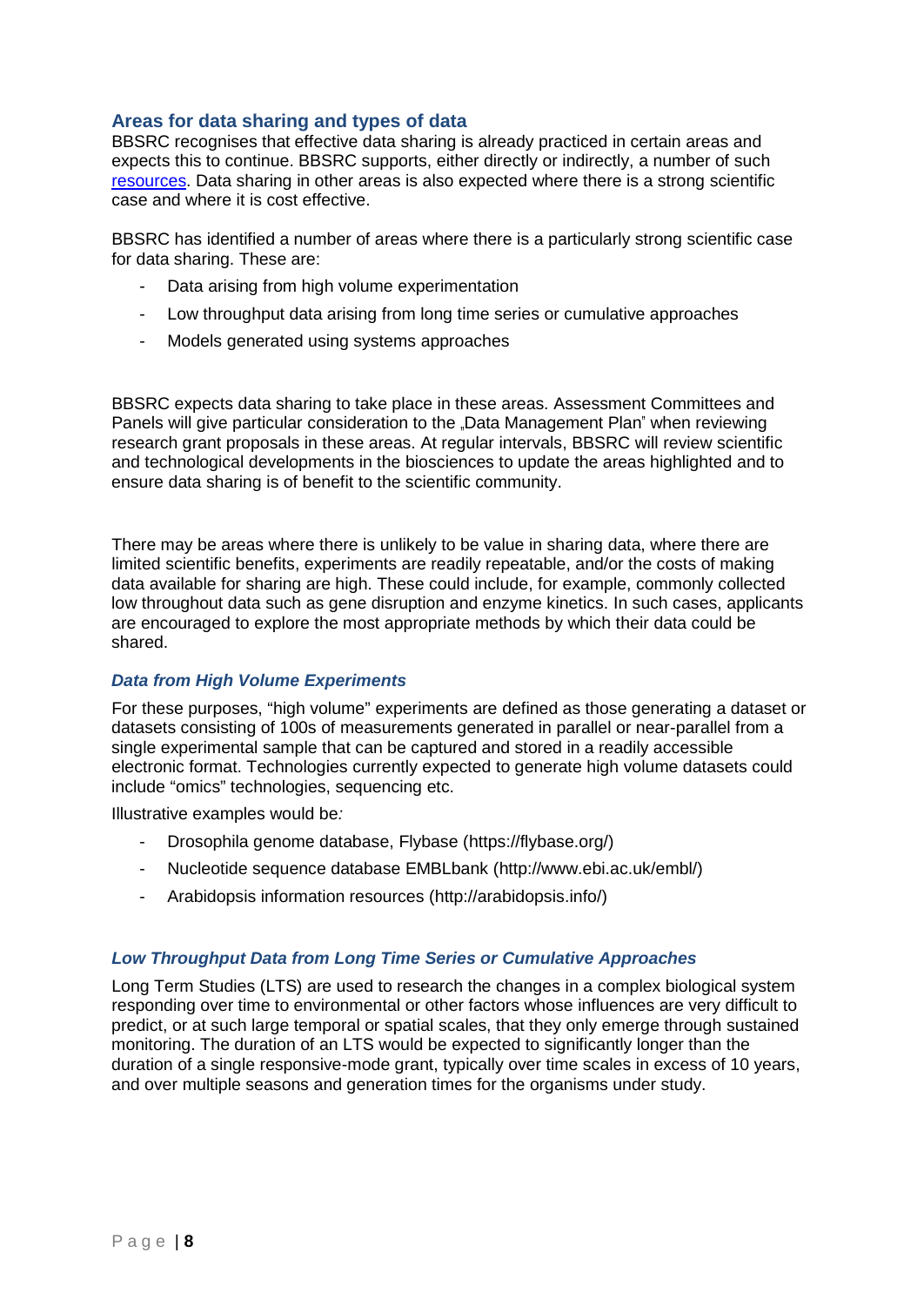## Areas for data sharing and types of data

BBSRC recognises that effective data sharing is already practiced in certain areas and expects this to continue. BBSRC supports, either directly or indirectly, a number of such resources. Data sharing in other areas is also expected where there is a strong scientific case and where it is cost effective.

BBSRC has identified a number of areas where there is a particularly strong scientific case for data sharing. These are:

- Data arising from high volume experimentation
- Low throughput data arising from long time series or cumulative approaches
- Models generated using systems approaches

BBSRC expects data sharing to take place in these areas. Assessment Committees and Panels will give particular consideration to the „Data Management Plan" when reviewing research grant proposals in these areas. At regular intervals, BBSRC will review scientific and technological developments in the biosciences to update the areas highlighted and to ensure data sharing is of benefit to the scientific community.

There may be areas where there is unlikely to be value in sharing data, where there are limited scientific benefits, experiments are readily repeatable, and/or the costs of making data available for sharing are high. These could include, for example, commonly collected low throughout data such as gene disruption and enzyme kinetics. In such cases, applicants are encouraged to explore the most appropriate methods by which their data could be shared.

### *Data from High Volume Experiments*

For these purposes, "high volume" experiments are defined as those generating a dataset or datasets consisting of 100s of measurements generated in parallel or near-parallel from a single experimental sample that can be captured and stored in a readily accessible electronic format. Technologies currently expected to generate high volume datasets could include "omics" technologies, sequencing etc.

Illustrative examples would be*:*

- Drosophila genome database, Flybase (https://flybase.org/)
- Nucleotide sequence database EMBLbank (http://www.ebi.ac.uk/embl/)
- Arabidopsis information resources (http://arabidopsis.info/)

### *Low Throughput Data from Long Time Series or Cumulative Approaches*

Long Term Studies (LTS) are used to research the changes in a complex biological system responding over time to environmental or other factors whose influences are very difficult to predict, or at such large temporal or spatial scales, that they only emerge through sustained monitoring. The duration of an LTS would be expected to significantly longer than the duration of a single responsive-mode grant, typically over time scales in excess of 10 years, and over multiple seasons and generation times for the organisms under study.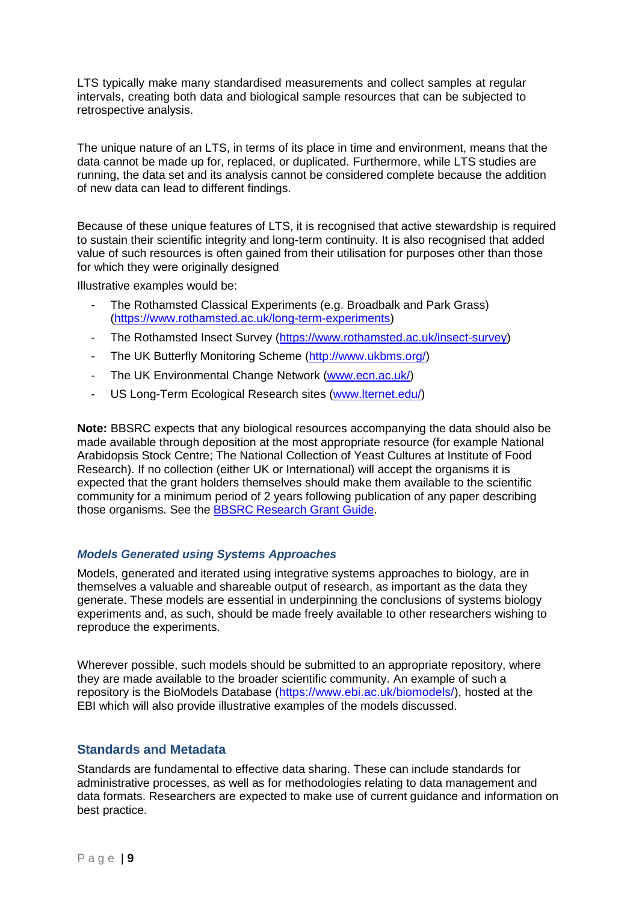LTS typically make many standardised measurements and collect samples at regular intervals, creating both data and biological sample resources that can be subjected to retrospective analysis.

The unique nature of an LTS, in terms of its place in time and environment, means that the data cannot be made up for, replaced, or duplicated. Furthermore, while LTS studies are running, the data set and its analysis cannot be considered complete because the addition of new data can lead to different findings.

Because of these unique features of LTS, it is recognised that active stewardship is required to sustain their scientific integrity and long-term continuity. It is also recognised that added value of such resources is often gained from their utilisation for purposes other than those for which they were originally designed

Illustrative examples would be:

- The Rothamsted Classical Experiments (e.g. Broadbalk and Park Grass) (https://www.rothamsted.ac.uk/long-term-experiments)
- The Rothamsted Insect Survey (https://www.rothamsted.ac.uk/insect-survey)
- The UK Butterfly Monitoring Scheme (http://www.ukbms.org/)
- The UK Environmental Change Network (www.ecn.ac.uk/)
- US Long-Term Ecological Research sites (www.lternet.edu/)

**Note:** BBSRC expects that any biological resources accompanying the data should also be made available through deposition at the most appropriate resource (for example National Arabidopsis Stock Centre; The National Collection of Yeast Cultures at Institute of Food Research). If no collection (either UK or International) will accept the organisms it is expected that the grant holders themselves should make them available to the scientific community for a minimum period of 2 years following publication of any paper describing those organisms. See the BBSRC Research Grant Guide.

### *Models Generated using Systems Approaches*

Models, generated and iterated using integrative systems approaches to biology, are in themselves a valuable and shareable output of research, as important as the data they generate. These models are essential in underpinning the conclusions of systems biology experiments and, as such, should be made freely available to other researchers wishing to reproduce the experiments.

Wherever possible, such models should be submitted to an appropriate repository, where they are made available to the broader scientific community. An example of such a repository is the BioModels Database (https://www.ebi.ac.uk/biomodels/), hosted at the EBI which will also provide illustrative examples of the models discussed.

## Standards and Metadata

Standards are fundamental to effective data sharing. These can include standards for administrative processes, as well as for methodologies relating to data management and data formats. Researchers are expected to make use of current guidance and information on best practice.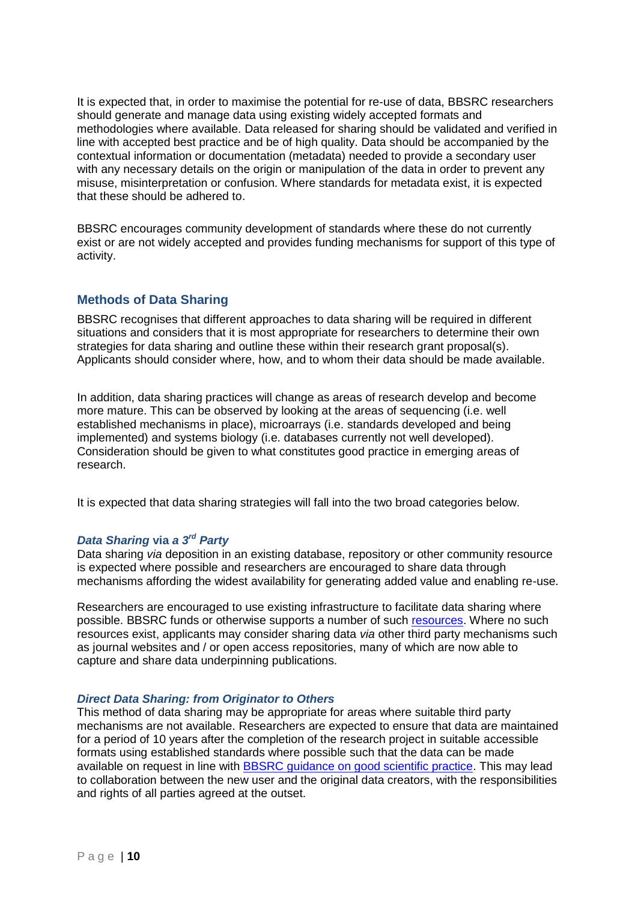It is expected that, in order to maximise the potential for re-use of data, BBSRC researchers should generate and manage data using existing widely accepted formats and methodologies where available. Data released for sharing should be validated and verified in line with accepted best practice and be of high quality. Data should be accompanied by the contextual information or documentation (metadata) needed to provide a secondary user with any necessary details on the origin or manipulation of the data in order to prevent any misuse, misinterpretation or confusion. Where standards for metadata exist, it is expected that these should be adhered to.

BBSRC encourages community development of standards where these do not currently exist or are not widely accepted and provides funding mechanisms for support of this type of activity.

## Methods of Data Sharing

BBSRC recognises that different approaches to data sharing will be required in different situations and considers that it is most appropriate for researchers to determine their own strategies for data sharing and outline these within their research grant proposal(s). Applicants should consider where, how, and to whom their data should be made available.

In addition, data sharing practices will change as areas of research develop and become more mature. This can be observed by looking at the areas of sequencing (i.e. well established mechanisms in place), microarrays (i.e. standards developed and being implemented) and systems biology (i.e. databases currently not well developed). Consideration should be given to what constitutes good practice in emerging areas of research.

It is expected that data sharing strategies will fall into the two broad categories below.

### *Data Sharing* **via** *a 3rd Party*

Data sharing *via* deposition in an existing database, repository or other community resource is expected where possible and researchers are encouraged to share data through mechanisms affording the widest availability for generating added value and enabling re-use.

Researchers are encouraged to use existing infrastructure to facilitate data sharing where possible. BBSRC funds or otherwise supports a number of such resources. Where no such resources exist, applicants may consider sharing data *via* other third party mechanisms such as journal websites and / or open access repositories, many of which are now able to capture and share data underpinning publications.

### *Direct Data Sharing: from Originator to Others*

This method of data sharing may be appropriate for areas where suitable third party mechanisms are not available. Researchers are expected to ensure that data are maintained for a period of 10 years after the completion of the research project in suitable accessible formats using established standards where possible such that the data can be made available on request in line with BBSRC guidance on good scientific practice. This may lead to collaboration between the new user and the original data creators, with the responsibilities and rights of all parties agreed at the outset.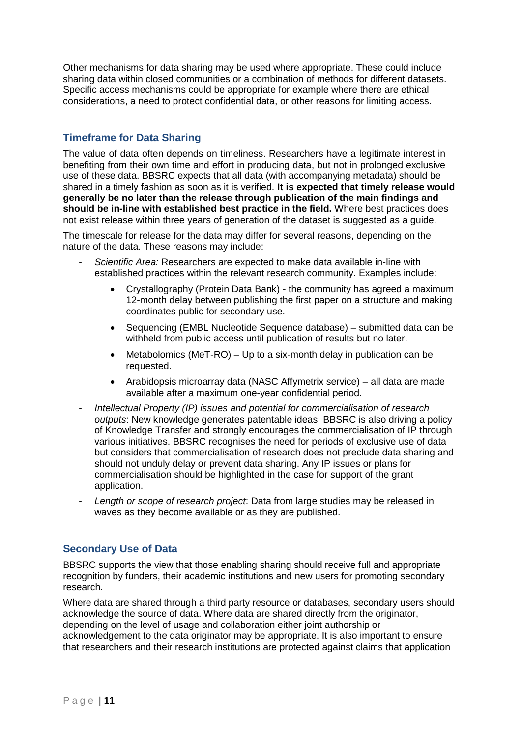Other mechanisms for data sharing may be used where appropriate. These could include sharing data within closed communities or a combination of methods for different datasets. Specific access mechanisms could be appropriate for example where there are ethical considerations, a need to protect confidential data, or other reasons for limiting access.

## Timeframe for Data Sharing

The value of data often depends on timeliness. Researchers have a legitimate interest in benefiting from their own time and effort in producing data, but not in prolonged exclusive use of these data. BBSRC expects that all data (with accompanying metadata) should be shared in a timely fashion as soon as it is verified. **It is expected that timely release would generally be no later than the release through publication of the main findings and should be in-line with established best practice in the field.** Where best practices does not exist release within three years of generation of the dataset is suggested as a guide.

The timescale for release for the data may differ for several reasons, depending on the nature of the data. These reasons may include:

- *Scientific Area:* Researchers are expected to make data available in-line with established practices within the relevant research community. Examples include:
    - Crystallography (Protein Data Bank) - the community has agreed a maximum 12-month delay between publishing the first paper on a structure and making coordinates public for secondary use.
    - Sequencing (EMBL Nucleotide Sequence database) – submitted data can be withheld from public access until publication of results but no later.
    - Metabolomics (MeT-RO) – Up to a six-month delay in publication can be requested.
    - Arabidopsis microarray data (NASC Affymetrix service) – all data are made available after a maximum one-year confidential period.
- *Intellectual Property (IP) issues and potential for commercialisation of research outputs*: New knowledge generates patentable ideas. BBSRC is also driving a policy of Knowledge Transfer and strongly encourages the commercialisation of IP through various initiatives. BBSRC recognises the need for periods of exclusive use of data but considers that commercialisation of research does not preclude data sharing and should not unduly delay or prevent data sharing. Any IP issues or plans for commercialisation should be highlighted in the case for support of the grant application.
- *Length or scope of research project*: Data from large studies may be released in waves as they become available or as they are published.

## Secondary Use of Data

BBSRC supports the view that those enabling sharing should receive full and appropriate recognition by funders, their academic institutions and new users for promoting secondary research.

Where data are shared through a third party resource or databases, secondary users should acknowledge the source of data. Where data are shared directly from the originator, depending on the level of usage and collaboration either joint authorship or acknowledgement to the data originator may be appropriate. It is also important to ensure that researchers and their research institutions are protected against claims that application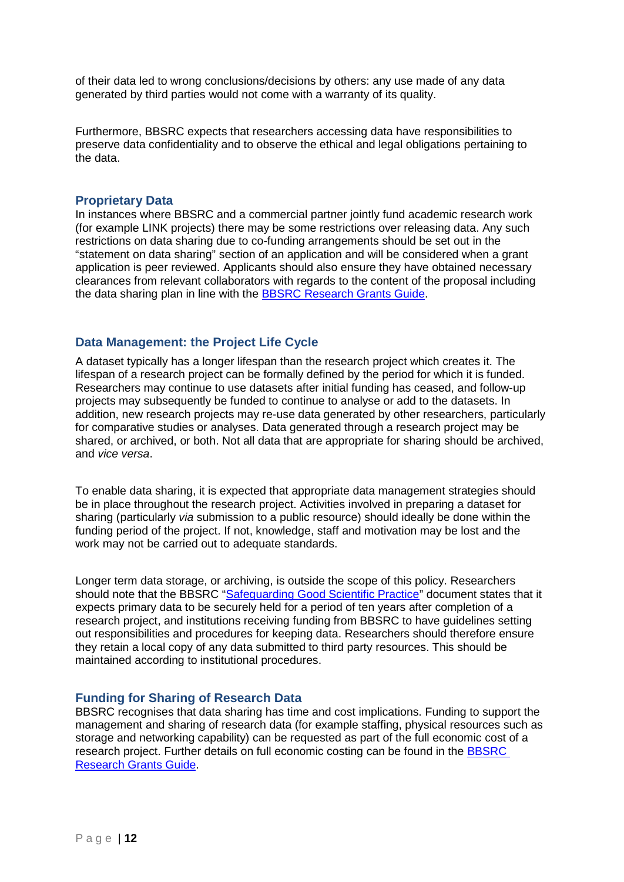of their data led to wrong conclusions/decisions by others: any use made of any data generated by third parties would not come with a warranty of its quality.

Furthermore, BBSRC expects that researchers accessing data have responsibilities to preserve data confidentiality and to observe the ethical and legal obligations pertaining to the data.

## Proprietary Data

In instances where BBSRC and a commercial partner jointly fund academic research work (for example LINK projects) there may be some restrictions over releasing data. Any such restrictions on data sharing due to co-funding arrangements should be set out in the "statement on data sharing" section of an application and will be considered when a grant application is peer reviewed. Applicants should also ensure they have obtained necessary clearances from relevant collaborators with regards to the content of the proposal including the data sharing plan in line with the [BBSRC Research Grants Guide](#).

## Data Management: the Project Life Cycle

A dataset typically has a longer lifespan than the research project which creates it. The lifespan of a research project can be formally defined by the period for which it is funded. Researchers may continue to use datasets after initial funding has ceased, and follow-up projects may subsequently be funded to continue to analyse or add to the datasets. In addition, new research projects may re-use data generated by other researchers, particularly for comparative studies or analyses. Data generated through a research project may be shared, or archived, or both. Not all data that are appropriate for sharing should be archived, and *vice versa*.

To enable data sharing, it is expected that appropriate data management strategies should be in place throughout the research project. Activities involved in preparing a dataset for sharing (particularly *via* submission to a public resource) should ideally be done within the funding period of the project. If not, knowledge, staff and motivation may be lost and the work may not be carried out to adequate standards.

Longer term data storage, or archiving, is outside the scope of this policy. Researchers should note that the BBSRC "[Safeguarding Good Scientific Practice](#)" document states that it expects primary data to be securely held for a period of ten years after completion of a research project, and institutions receiving funding from BBSRC to have guidelines setting out responsibilities and procedures for keeping data. Researchers should therefore ensure they retain a local copy of any data submitted to third party resources. This should be maintained according to institutional procedures.

## Funding for Sharing of Research Data

BBSRC recognises that data sharing has time and cost implications. Funding to support the management and sharing of research data (for example staffing, physical resources such as storage and networking capability) can be requested as part of the full economic cost of a research project. Further details on full economic costing can be found in the [BBSRC Research Grants Guide](#).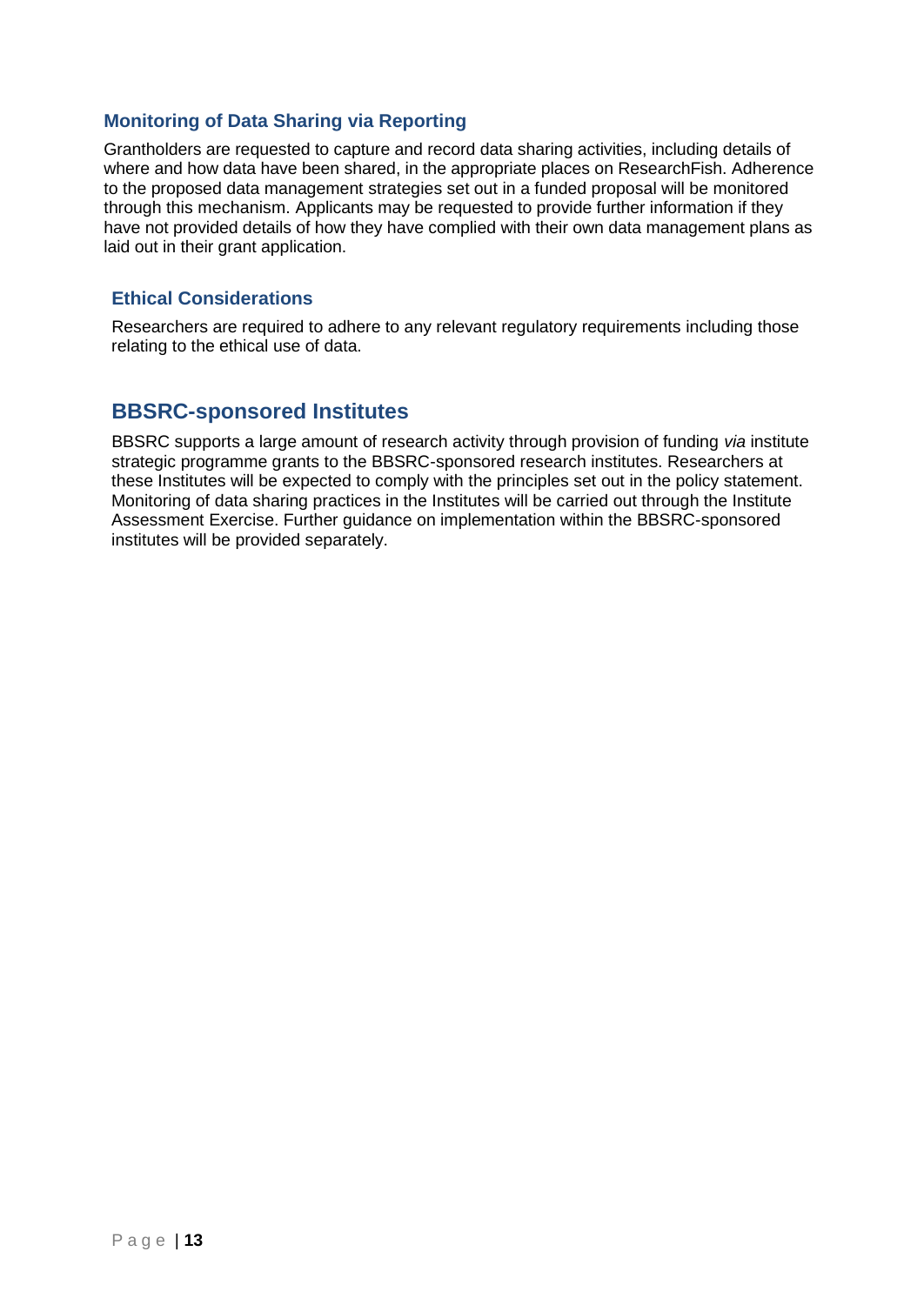### Monitoring of Data Sharing via Reporting

Grantholders are requested to capture and record data sharing activities, including details of where and how data have been shared, in the appropriate places on ResearchFish. Adherence to the proposed data management strategies set out in a funded proposal will be monitored through this mechanism. Applicants may be requested to provide further information if they have not provided details of how they have complied with their own data management plans as laid out in their grant application.

### Ethical Considerations

Researchers are required to adhere to any relevant regulatory requirements including those relating to the ethical use of data.

## BBSRC-sponsored Institutes

BBSRC supports a large amount of research activity through provision of funding *via* institute strategic programme grants to the BBSRC-sponsored research institutes. Researchers at these Institutes will be expected to comply with the principles set out in the policy statement. Monitoring of data sharing practices in the Institutes will be carried out through the Institute Assessment Exercise. Further guidance on implementation within the BBSRC-sponsored institutes will be provided separately.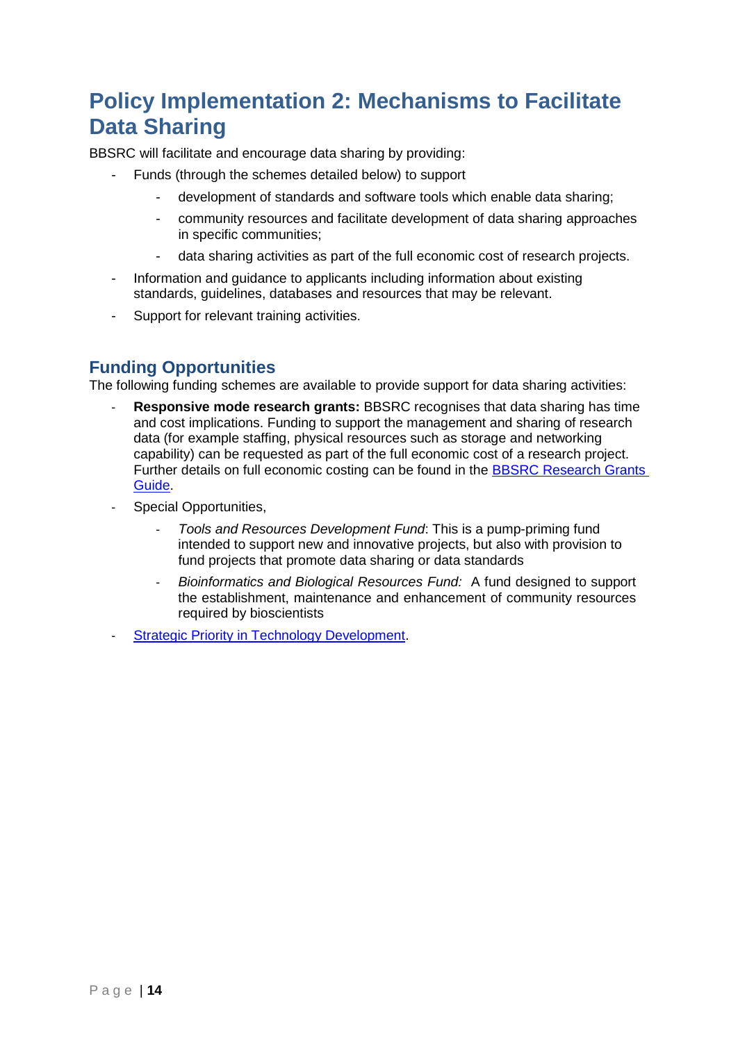# Policy Implementation 2: Mechanisms to Facilitate Data Sharing

BBSRC will facilitate and encourage data sharing by providing:

- Funds (through the schemes detailed below) to support
    - development of standards and software tools which enable data sharing;
    - community resources and facilitate development of data sharing approaches in specific communities;
    - data sharing activities as part of the full economic cost of research projects.
- Information and guidance to applicants including information about existing standards, guidelines, databases and resources that may be relevant.
- Support for relevant training activities.

## Funding Opportunities

The following funding schemes are available to provide support for data sharing activities:

- **Responsive mode research grants:** BBSRC recognises that data sharing has time and cost implications. Funding to support the management and sharing of research data (for example staffing, physical resources such as storage and networking capability) can be requested as part of the full economic cost of a research project. Further details on full economic costing can be found in the BBSRC Research Grants Guide.
- Special Opportunities,
    - *Tools and Resources Development Fund*: This is a pump-priming fund intended to support new and innovative projects, but also with provision to fund projects that promote data sharing or data standards
    - *Bioinformatics and Biological Resources Fund:* A fund designed to support the establishment, maintenance and enhancement of community resources required by bioscientists
- Strategic Priority in Technology Development.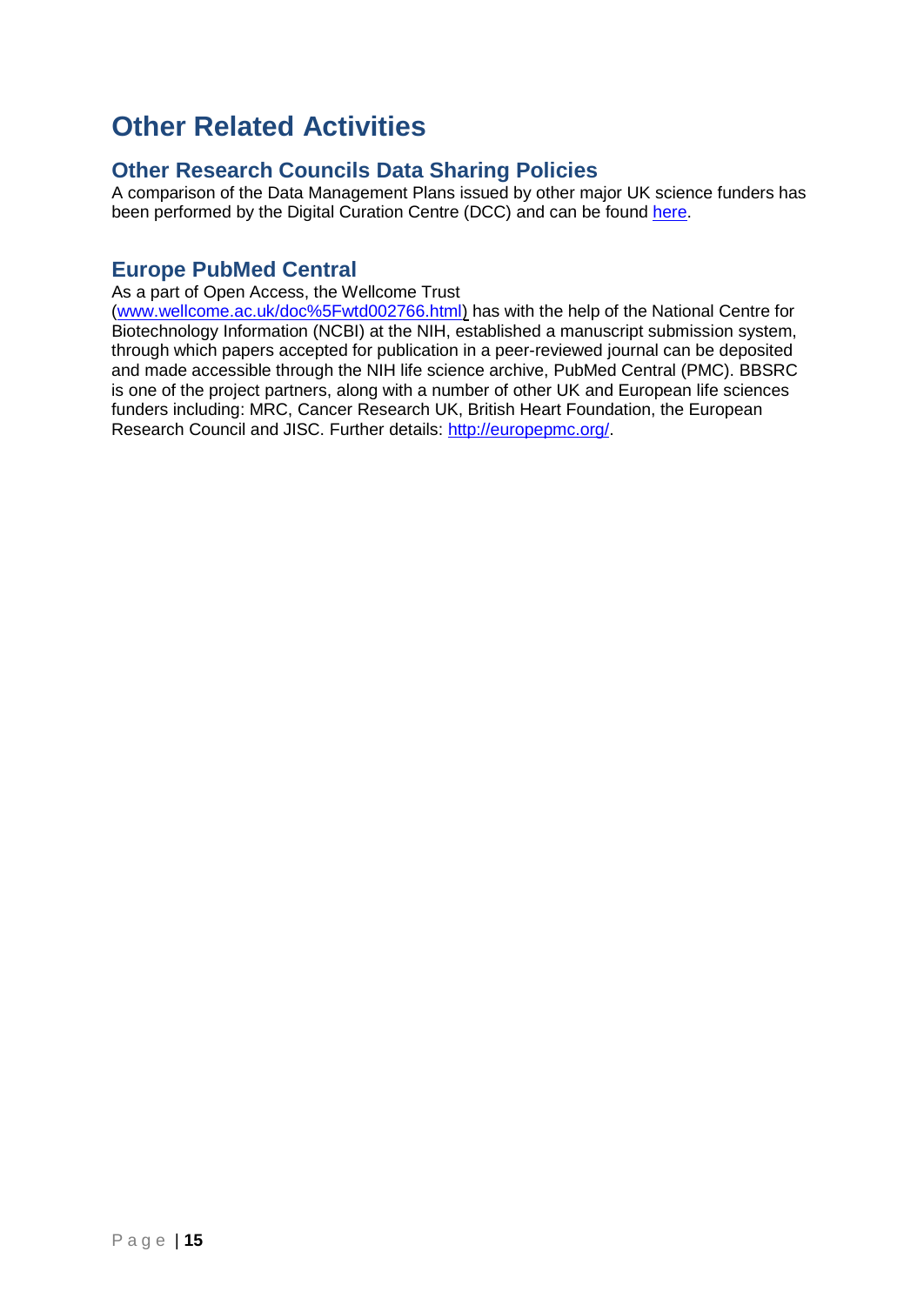# Other Related Activities

## Other Research Councils Data Sharing Policies

A comparison of the Data Management Plans issued by other major UK science funders has been performed by the Digital Curation Centre (DCC) and can be found here.

## Europe PubMed Central

As a part of Open Access, the Wellcome Trust (www.wellcome.ac.uk/doc%5Fwtd002766.html) has with the help of the National Centre for Biotechnology Information (NCBI) at the NIH, established a manuscript submission system, through which papers accepted for publication in a peer-reviewed journal can be deposited and made accessible through the NIH life science archive, PubMed Central (PMC). BBSRC is one of the project partners, along with a number of other UK and European life sciences funders including: MRC, Cancer Research UK, British Heart Foundation, the European Research Council and JISC. Further details: http://europepmc.org/.